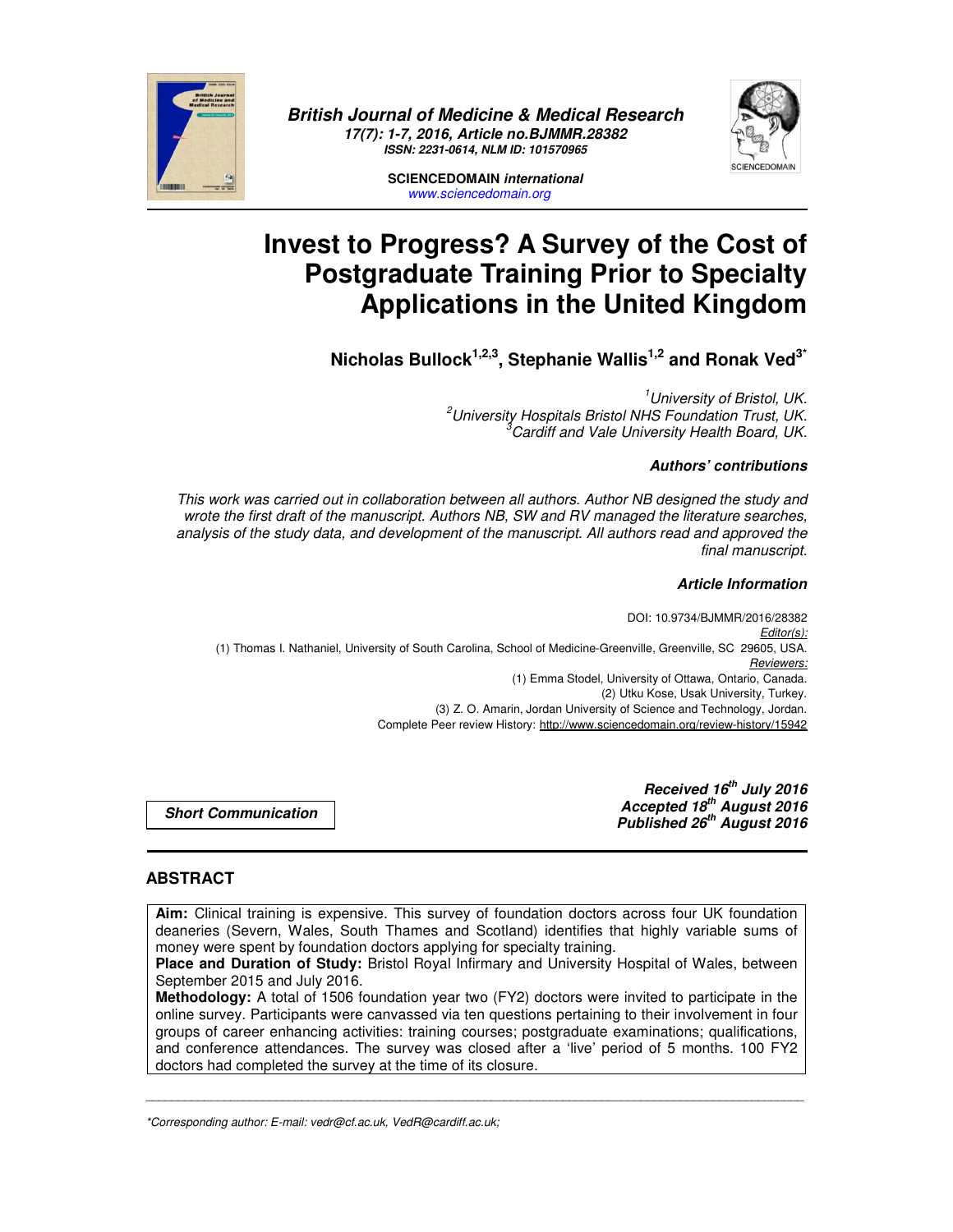# Invest to Progress? A Survey of the Cost of Postgraduate Training Prior to Specialty Applications in the United Kingdom

**Nicholas Bullock[1,2,3], Stephanie Wallis[1,2] and Ronak Ved[3*]**

*[1]University of Bristol, UK.*
*[2]University Hospitals Bristol NHS Foundation Trust, UK.*
*[3]Cardiff and Vale University Health Board, UK.*

***Authors' contributions***

*This work was carried out in collaboration between all authors. Author NB designed the study and wrote the first draft of the manuscript. Authors NB, SW and RV managed the literature searches, analysis of the study data, and development of the manuscript. All authors read and approved the final manuscript.*

***Article Information***

DOI: 10.9734/BJMMR/2016/28382

*Editor(s):*
(1) Thomas I. Nathaniel, University of South Carolina, School of Medicine-Greenville, Greenville, SC 29605, USA.

*Reviewers:*
(1) Emma Stodel, University of Ottawa, Ontario, Canada.
(2) Utku Kose, Usak University, Turkey.
(3) Z. O. Amarin, Jordan University of Science and Technology, Jordan.

Complete Peer review History: http://www.sciencedomain.org/review-history/15942

**Short Communication**

***Received 16th July 2016***
***Accepted 18th August 2016***
***Published 26th August 2016***

## ABSTRACT

**Aim:** Clinical training is expensive. This survey of foundation doctors across four UK foundation deaneries (Severn, Wales, South Thames and Scotland) identifies that highly variable sums of money were spent by foundation doctors applying for specialty training.

**Place and Duration of Study:** Bristol Royal Infirmary and University Hospital of Wales, between September 2015 and July 2016.

**Methodology:** A total of 1506 foundation year two (FY2) doctors were invited to participate in the online survey. Participants were canvassed via ten questions pertaining to their involvement in four groups of career enhancing activities: training courses; postgraduate examinations; qualifications, and conference attendances. The survey was closed after a 'live' period of 5 months. 100 FY2 doctors had completed the survey at the time of its closure.

---

*\*Corresponding author: E-mail: vedr@cf.ac.uk, VedR@cardiff.ac.uk;*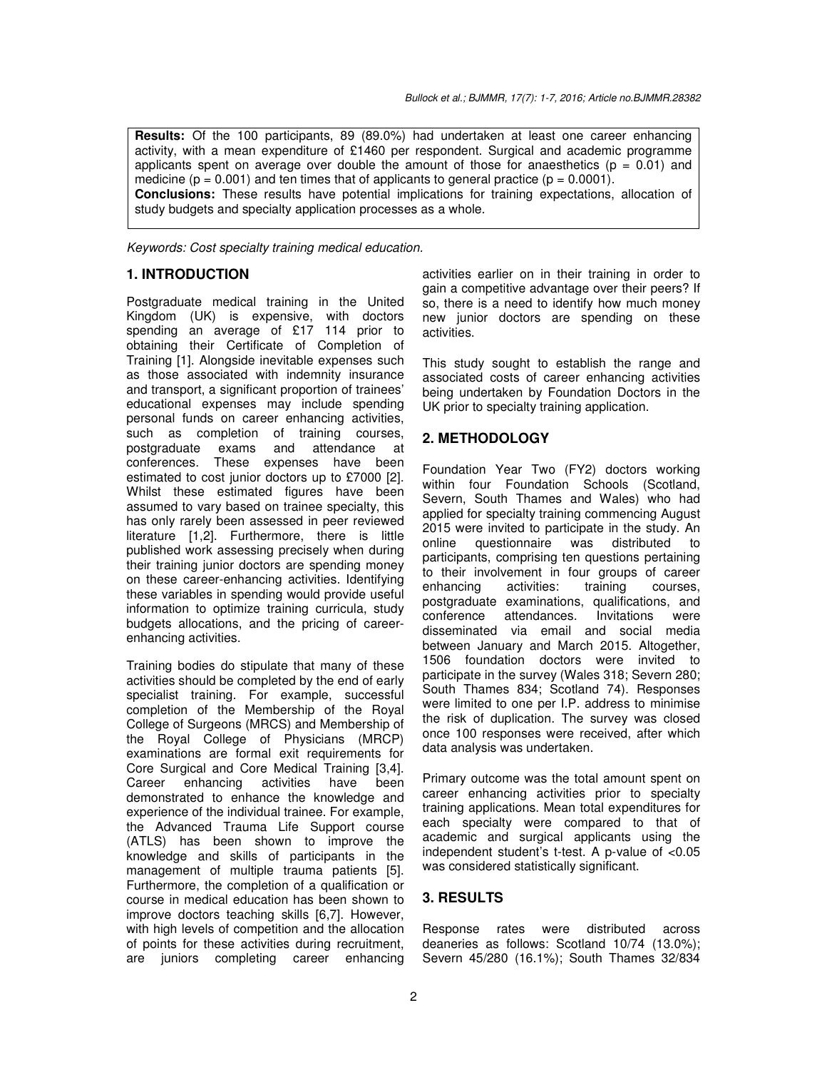**Results:** Of the 100 participants, 89 (89.0%) had undertaken at least one career enhancing activity, with a mean expenditure of £1460 per respondent. Surgical and academic programme applicants spent on average over double the amount of those for anaesthetics ($p = 0.01$) and medicine ($p = 0.001$) and ten times that of applicants to general practice ($p = 0.0001$).
**Conclusions:** These results have potential implications for training expectations, allocation of study budgets and specialty application processes as a whole.

*Keywords: Cost specialty training medical education.*

## 1. INTRODUCTION

Postgraduate medical training in the United Kingdom (UK) is expensive, with doctors spending an average of £17 114 prior to obtaining their Certificate of Completion of Training [1]. Alongside inevitable expenses such as those associated with indemnity insurance and transport, a significant proportion of trainees' educational expenses may include spending personal funds on career enhancing activities, such as completion of training courses, postgraduate exams and attendance at conferences. These expenses have been estimated to cost junior doctors up to £7000 [2]. Whilst these estimated figures have been assumed to vary based on trainee specialty, this has only rarely been assessed in peer reviewed literature [1,2]. Furthermore, there is little published work assessing precisely when during their training junior doctors are spending money on these career-enhancing activities. Identifying these variables in spending would provide useful information to optimize training curricula, study budgets allocations, and the pricing of career-enhancing activities.

Training bodies do stipulate that many of these activities should be completed by the end of early specialist training. For example, successful completion of the Membership of the Royal College of Surgeons (MRCS) and Membership of the Royal College of Physicians (MRCP) examinations are formal exit requirements for Core Surgical and Core Medical Training [3,4]. Career enhancing activities have been demonstrated to enhance the knowledge and experience of the individual trainee. For example, the Advanced Trauma Life Support course (ATLS) has been shown to improve the knowledge and skills of participants in the management of multiple trauma patients [5]. Furthermore, the completion of a qualification or course in medical education has been shown to improve doctors teaching skills [6,7]. However, with high levels of competition and the allocation of points for these activities during recruitment, are juniors completing career enhancing activities earlier on in their training in order to gain a competitive advantage over their peers? If so, there is a need to identify how much money new junior doctors are spending on these activities.

This study sought to establish the range and associated costs of career enhancing activities being undertaken by Foundation Doctors in the UK prior to specialty training application.

## 2. METHODOLOGY

Foundation Year Two (FY2) doctors working within four Foundation Schools (Scotland, Severn, South Thames and Wales) who had applied for specialty training commencing August 2015 were invited to participate in the study. An online questionnaire was distributed to participants, comprising ten questions pertaining to their involvement in four groups of career enhancing activities: training courses, postgraduate examinations, qualifications, and conference attendances. Invitations were disseminated via email and social media between January and March 2015. Altogether, 1506 foundation doctors were invited to participate in the survey (Wales 318; Severn 280; South Thames 834; Scotland 74). Responses were limited to one per I.P. address to minimise the risk of duplication. The survey was closed once 100 responses were received, after which data analysis was undertaken.

Primary outcome was the total amount spent on career enhancing activities prior to specialty training applications. Mean total expenditures for each specialty were compared to that of academic and surgical applicants using the independent student's t-test. A p-value of $<0.05$ was considered statistically significant.

## 3. RESULTS

Response rates were distributed across deaneries as follows: Scotland 10/74 (13.0%); Severn 45/280 (16.1%); South Thames 32/834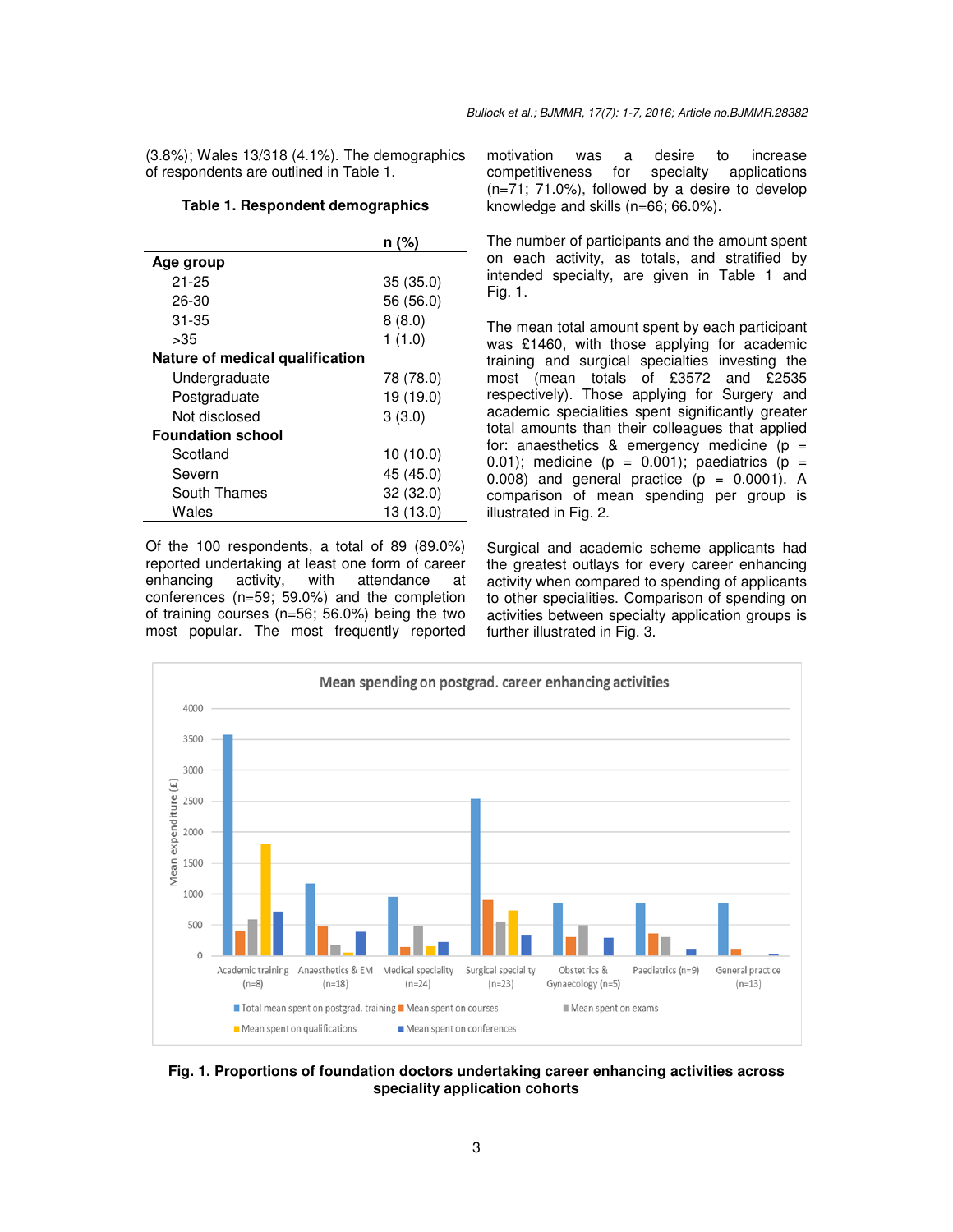(3.8%); Wales 13/318 (4.1%). The demographics of respondents are outlined in Table 1.

**Table 1. Respondent demographics**

| | n (%) |
|---|---|
| **Age group** | |
| 21-25 | 35 (35.0) |
| 26-30 | 56 (56.0) |
| 31-35 | 8 (8.0) |
| >35 | 1 (1.0) |
| **Nature of medical qualification** | |
| Undergraduate | 78 (78.0) |
| Postgraduate | 19 (19.0) |
| Not disclosed | 3 (3.0) |
| **Foundation school** | |
| Scotland | 10 (10.0) |
| Severn | 45 (45.0) |
| South Thames | 32 (32.0) |
| Wales | 13 (13.0) |

Of the 100 respondents, a total of 89 (89.0%) reported undertaking at least one form of career enhancing activity, with attendance at conferences (n=59; 59.0%) and the completion of training courses (n=56; 56.0%) being the two most popular. The most frequently reported motivation was a desire to increase competitiveness for specialty applications (n=71; 71.0%), followed by a desire to develop knowledge and skills (n=66; 66.0%).

The number of participants and the amount spent on each activity, as totals, and stratified by intended specialty, are given in Table 1 and Fig. 1.

The mean total amount spent by each participant was £1460, with those applying for academic training and surgical specialties investing the most (mean totals of £3572 and £2535 respectively). Those applying for Surgery and academic specialities spent significantly greater total amounts than their colleagues that applied for: anaesthetics & emergency medicine ($p = 0.01$); medicine ($p = 0.001$); paediatrics ($p = 0.008$) and general practice ($p = 0.0001$). A comparison of mean spending per group is illustrated in Fig. 2.

Surgical and academic scheme applicants had the greatest outlays for every career enhancing activity when compared to spending of applicants to other specialities. Comparison of spending on activities between specialty application groups is further illustrated in Fig. 3.

**Fig. 1. Proportions of foundation doctors undertaking career enhancing activities across speciality application cohorts**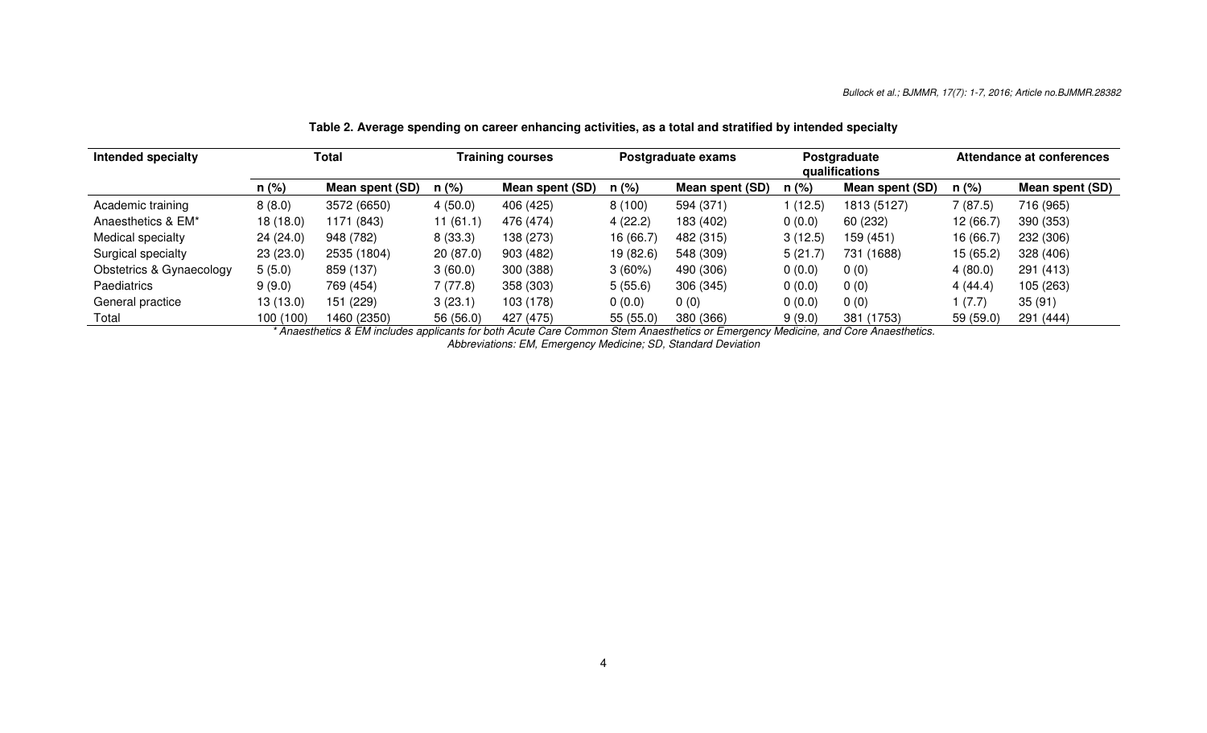**Table 2. Average spending on career enhancing activities, as a total and stratified by intended specialty**

| Intended specialty | Total | | Training courses | | Postgraduate exams | | Postgraduate qualifications | | Attendance at conferences | |
|---|---|---|---|---|---|---|---|---|---|---|
| | n (%) | Mean spent (SD) | n (%) | Mean spent (SD) | n (%) | Mean spent (SD) | n (%) | Mean spent (SD) | n (%) | Mean spent (SD) |
| Academic training | 8 (8.0) | 3572 (6650) | 4 (50.0) | 406 (425) | 8 (100) | 594 (371) | 1 (12.5) | 1813 (5127) | 7 (87.5) | 716 (965) |
| Anaesthetics & EM* | 18 (18.0) | 1171 (843) | 11 (61.1) | 476 (474) | 4 (22.2) | 183 (402) | 0 (0.0) | 60 (232) | 12 (66.7) | 390 (353) |
| Medical specialty | 24 (24.0) | 948 (782) | 8 (33.3) | 138 (273) | 16 (66.7) | 482 (315) | 3 (12.5) | 159 (451) | 16 (66.7) | 232 (306) |
| Surgical specialty | 23 (23.0) | 2535 (1804) | 20 (87.0) | 903 (482) | 19 (82.6) | 548 (309) | 5 (21.7) | 731 (1688) | 15 (65.2) | 328 (406) |
| Obstetrics & Gynaecology | 5 (5.0) | 859 (137) | 3 (60.0) | 300 (388) | 3 (60%) | 490 (306) | 0 (0.0) | 0 (0) | 4 (80.0) | 291 (413) |
| Paediatrics | 9 (9.0) | 769 (454) | 7 (77.8) | 358 (303) | 5 (55.6) | 306 (345) | 0 (0.0) | 0 (0) | 4 (44.4) | 105 (263) |
| General practice | 13 (13.0) | 151 (229) | 3 (23.1) | 103 (178) | 0 (0.0) | 0 (0) | 0 (0.0) | 0 (0) | 1 (7.7) | 35 (91) |
| Total | 100 (100) | 1460 (2350) | 56 (56.0) | 427 (475) | 55 (55.0) | 380 (366) | 9 (9.0) | 381 (1753) | 59 (59.0) | 291 (444) |

*\* Anaesthetics & EM includes applicants for both Acute Care Common Stem Anaesthetics or Emergency Medicine, and Core Anaesthetics.*

*Abbreviations: EM, Emergency Medicine; SD, Standard Deviation*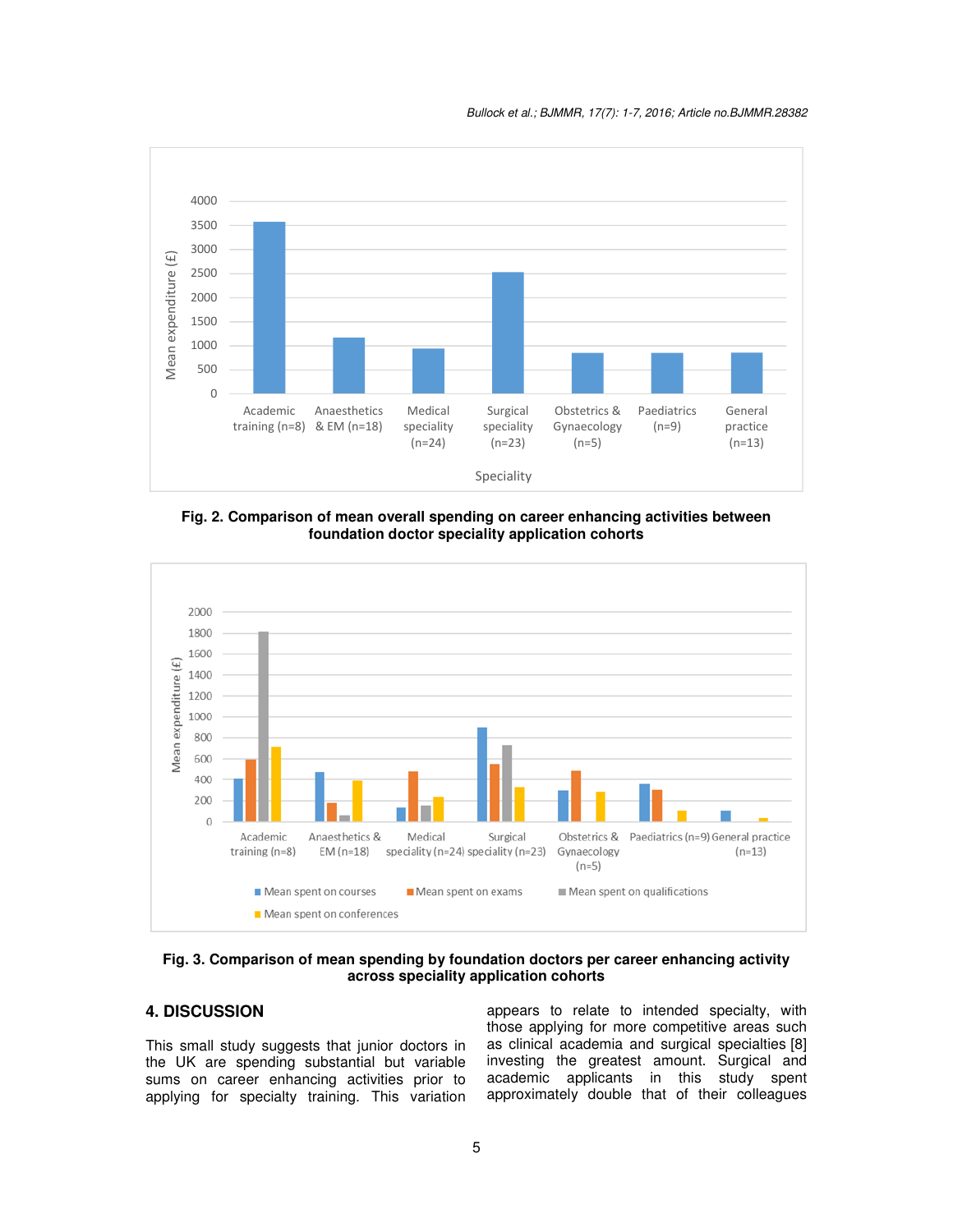Fig. 2. Comparison of mean overall spending on career enhancing activities between foundation doctor speciality application cohorts

Fig. 3. Comparison of mean spending by foundation doctors per career enhancing activity across speciality application cohorts

## 4. DISCUSSION

This small study suggests that junior doctors in the UK are spending substantial but variable sums on career enhancing activities prior to applying for specialty training. This variation appears to relate to intended specialty, with those applying for more competitive areas such as clinical academia and surgical specialties [8] investing the greatest amount. Surgical and academic applicants in this study spent approximately double that of their colleagues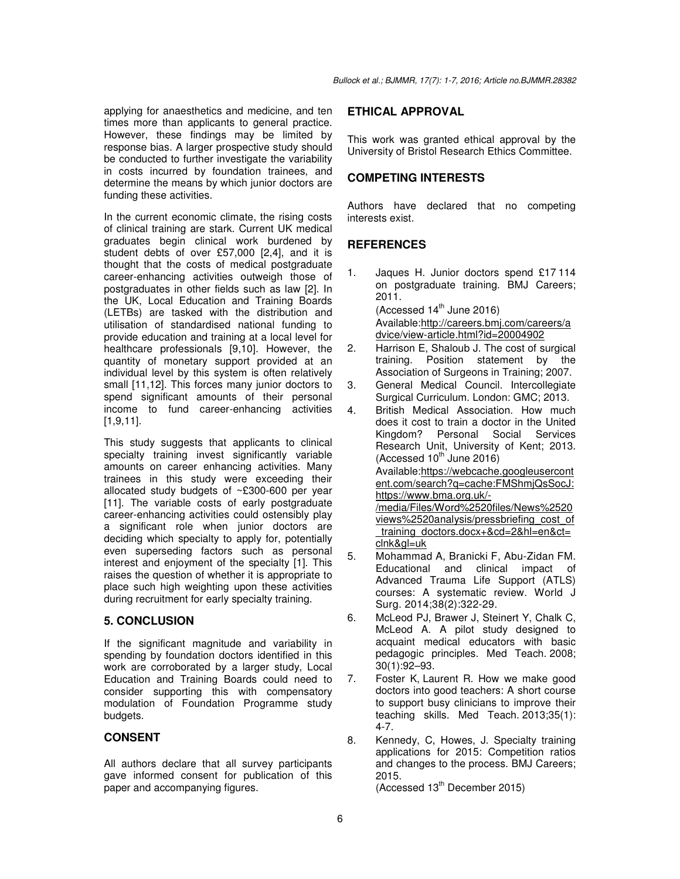applying for anaesthetics and medicine, and ten times more than applicants to general practice. However, these findings may be limited by response bias. A larger prospective study should be conducted to further investigate the variability in costs incurred by foundation trainees, and determine the means by which junior doctors are funding these activities.

In the current economic climate, the rising costs of clinical training are stark. Current UK medical graduates begin clinical work burdened by student debts of over £57,000 [2,4], and it is thought that the costs of medical postgraduate career-enhancing activities outweigh those of postgraduates in other fields such as law [2]. In the UK, Local Education and Training Boards (LETBs) are tasked with the distribution and utilisation of standardised national funding to provide education and training at a local level for healthcare professionals [9,10]. However, the quantity of monetary support provided at an individual level by this system is often relatively small [11,12]. This forces many junior doctors to spend significant amounts of their personal income to fund career-enhancing activities [1,9,11].

This study suggests that applicants to clinical specialty training invest significantly variable amounts on career enhancing activities. Many trainees in this study were exceeding their allocated study budgets of ~£300-600 per year [11]. The variable costs of early postgraduate career-enhancing activities could ostensibly play a significant role when junior doctors are deciding which specialty to apply for, potentially even superseding factors such as personal interest and enjoyment of the specialty [1]. This raises the question of whether it is appropriate to place such high weighting upon these activities during recruitment for early specialty training.

## 5. CONCLUSION

If the significant magnitude and variability in spending by foundation doctors identified in this work are corroborated by a larger study, Local Education and Training Boards could need to consider supporting this with compensatory modulation of Foundation Programme study budgets.

## CONSENT

All authors declare that all survey participants gave informed consent for publication of this paper and accompanying figures.

## ETHICAL APPROVAL

This work was granted ethical approval by the University of Bristol Research Ethics Committee.

## COMPETING INTERESTS

Authors have declared that no competing interests exist.

## REFERENCES

1. Jaques H. Junior doctors spend £17 114 on postgraduate training. BMJ Careers; 2011. (Accessed 14th June 2016) Available:http://careers.bmj.com/careers/advice/view-article.html?id=20004902
2. Harrison E, Shaloub J. The cost of surgical training. Position statement by the Association of Surgeons in Training; 2007.
3. General Medical Council. Intercollegiate Surgical Curriculum. London: GMC; 2013.
4. British Medical Association. How much does it cost to train a doctor in the United Kingdom? Personal Social Services Research Unit, University of Kent; 2013. (Accessed 10th June 2016) Available:https://webcache.googleusercontent.com/search?q=cache:FMShmjQsSocJ:https://www.bma.org.uk/-/media/Files/Word%2520files/News%2520views%2520analysis/pressbriefing_cost_of_training_doctors.docx+&cd=2&hl=en&ct=clnk&gl=uk
5. Mohammad A, Branicki F, Abu-Zidan FM. Educational and clinical impact of Advanced Trauma Life Support (ATLS) courses: A systematic review. World J Surg. 2014;38(2):322-29.
6. McLeod PJ, Brawer J, Steinert Y, Chalk C, McLeod A. A pilot study designed to acquaint medical educators with basic pedagogic principles. Med Teach. 2008; 30(1):92–93.
7. Foster K, Laurent R. How we make good doctors into good teachers: A short course to support busy clinicians to improve their teaching skills. Med Teach. 2013;35(1): 4-7.
8. Kennedy, C, Howes, J. Specialty training applications for 2015: Competition ratios and changes to the process. BMJ Careers; 2015. (Accessed 13th December 2015)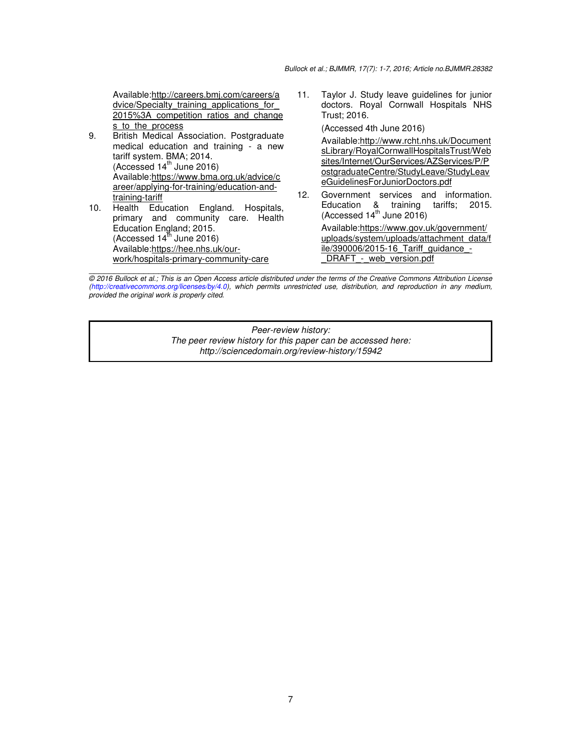Available:http://careers.bmj.com/careers/advice/Specialty_training_applications_for_2015%3A_competition_ratios_and_changes_to_the_process

9. British Medical Association. Postgraduate medical education and training - a new tariff system. BMA; 2014. (Accessed 14th June 2016) Available:https://www.bma.org.uk/advice/career/applying-for-training/education-and-training-tariff
10. Health Education England. Hospitals, primary and community care. Health Education England; 2015. (Accessed 14th June 2016) Available:https://hee.nhs.uk/our-work/hospitals-primary-community-care
11. Taylor J. Study leave guidelines for junior doctors. Royal Cornwall Hospitals NHS Trust; 2016.

    (Accessed 4th June 2016)

    Available:http://www.rcht.nhs.uk/DocumentsLibrary/RoyalCornwallHospitalsTrust/Websites/Internet/OurServices/AZServices/P/PostgraduateCentre/StudyLeave/StudyLeaveGuidelinesForJuniorDoctors.pdf
12. Government services and information. Education & training tariffs; 2015. (Accessed 14th June 2016)

    Available:https://www.gov.uk/government/uploads/system/uploads/attachment_data/file/390006/2015-16_Tariff_guidance_-_DRAFT_-_web_version.pdf

---

*© 2016 Bullock et al.; This is an Open Access article distributed under the terms of the Creative Commons Attribution License (http://creativecommons.org/licenses/by/4.0), which permits unrestricted use, distribution, and reproduction in any medium, provided the original work is properly cited.*

*Peer-review history:*
*The peer review history for this paper can be accessed here:*
*http://sciencedomain.org/review-history/15942*